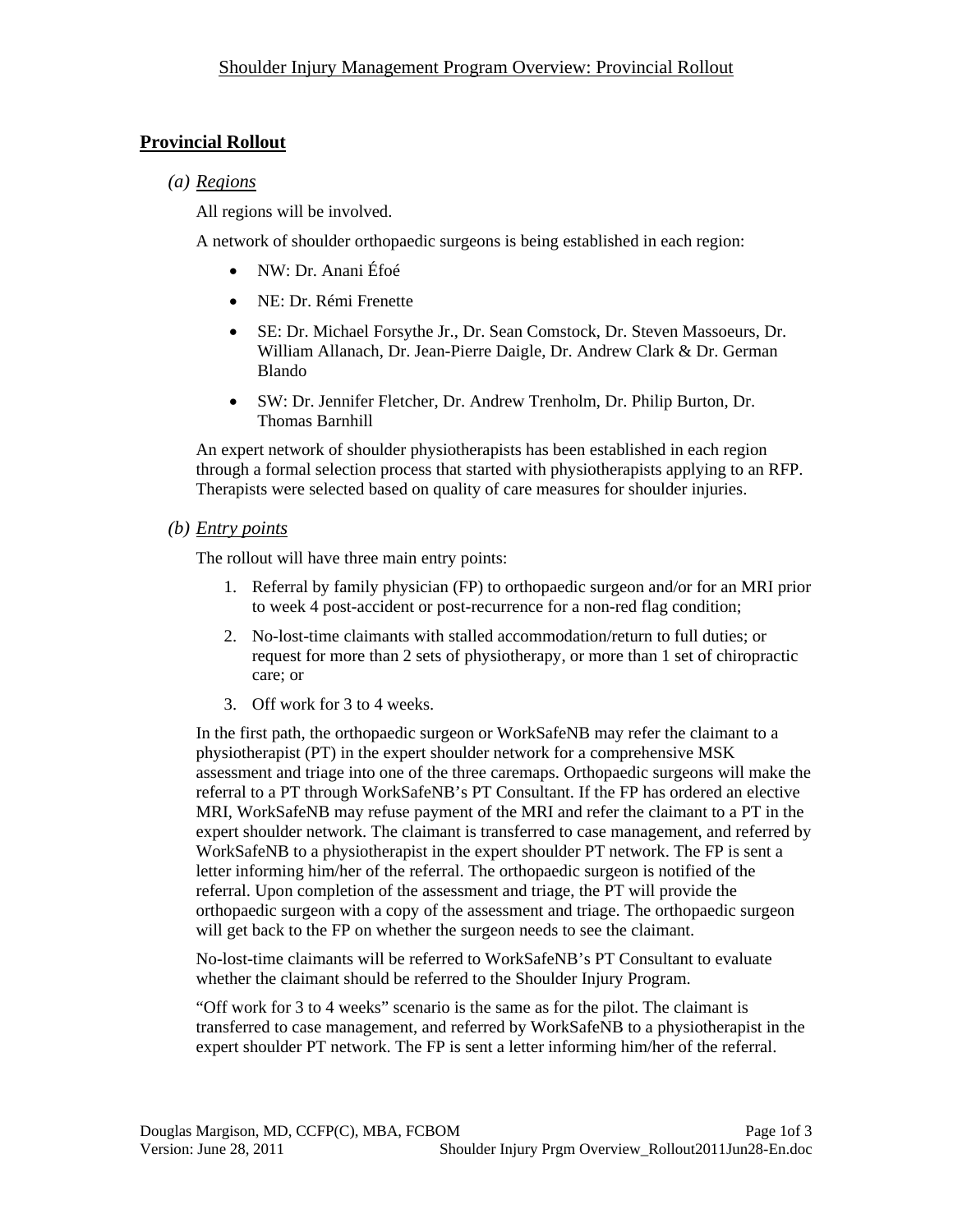# Shoulder Injury Management Program Overview: Provincial Rollout

## Provincial Rollout

### (a) Regions

All regions will be involved.

A network of shoulder orthopaedic surgeons is being established in each region:

- NW: Dr. Anani Éfoé
- NE: Dr. Rémi Frenette
- SE: Dr. Michael Forsythe Jr., Dr. Sean Comstock, Dr. Steven Massoeurs, Dr. William Allanach, Dr. Jean-Pierre Daigle, Dr. Andrew Clark & Dr. German Blando
- SW: Dr. Jennifer Fletcher, Dr. Andrew Trenholm, Dr. Philip Burton, Dr. Thomas Barnhill

An expert network of shoulder physiotherapists has been established in each region through a formal selection process that started with physiotherapists applying to an RFP. Therapists were selected based on quality of care measures for shoulder injuries.

### (b) Entry points

The rollout will have three main entry points:

1. Referral by family physician (FP) to orthopaedic surgeon and/or for an MRI prior to week 4 post-accident or post-recurrence for a non-red flag condition;
2. No-lost-time claimants with stalled accommodation/return to full duties; or request for more than 2 sets of physiotherapy, or more than 1 set of chiropractic care; or
3. Off work for 3 to 4 weeks.

In the first path, the orthopaedic surgeon or WorkSafeNB may refer the claimant to a physiotherapist (PT) in the expert shoulder network for a comprehensive MSK assessment and triage into one of the three caremaps. Orthopaedic surgeons will make the referral to a PT through WorkSafeNB's PT Consultant. If the FP has ordered an elective MRI, WorkSafeNB may refuse payment of the MRI and refer the claimant to a PT in the expert shoulder network. The claimant is transferred to case management, and referred by WorkSafeNB to a physiotherapist in the expert shoulder PT network. The FP is sent a letter informing him/her of the referral. The orthopaedic surgeon is notified of the referral. Upon completion of the assessment and triage, the PT will provide the orthopaedic surgeon with a copy of the assessment and triage. The orthopaedic surgeon will get back to the FP on whether the surgeon needs to see the claimant.

No-lost-time claimants will be referred to WorkSafeNB's PT Consultant to evaluate whether the claimant should be referred to the Shoulder Injury Program.

"Off work for 3 to 4 weeks" scenario is the same as for the pilot. The claimant is transferred to case management, and referred by WorkSafeNB to a physiotherapist in the expert shoulder PT network. The FP is sent a letter informing him/her of the referral.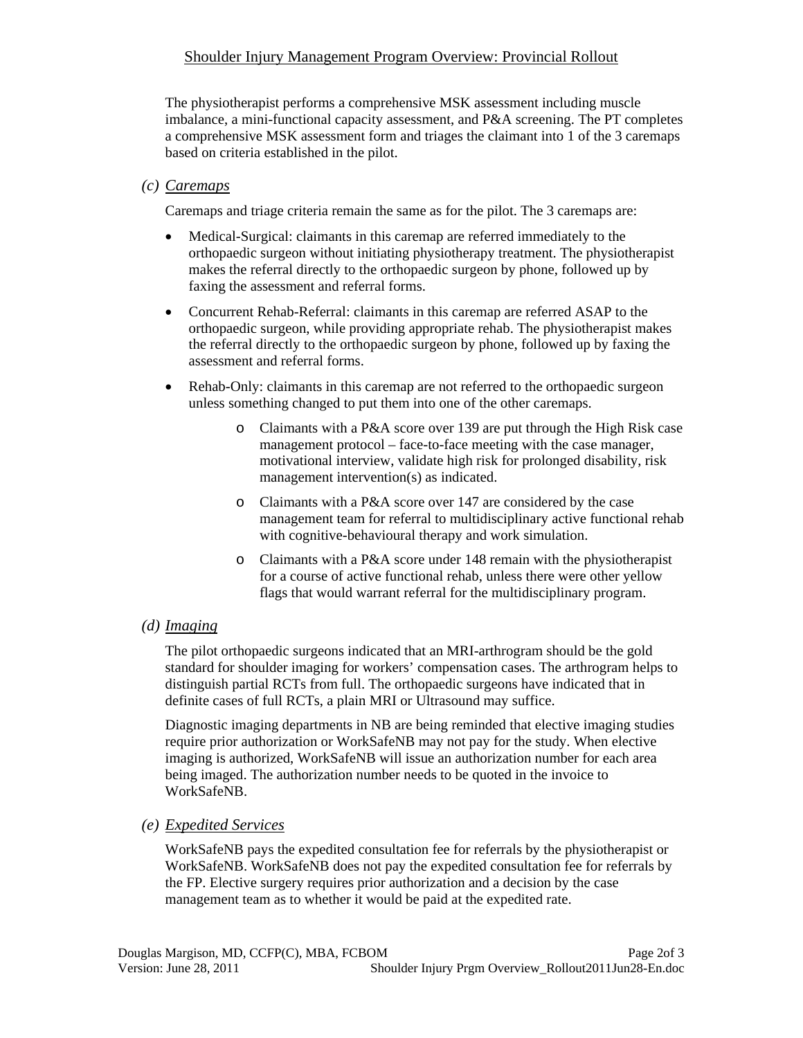The physiotherapist performs a comprehensive MSK assessment including muscle imbalance, a mini-functional capacity assessment, and P&A screening. The PT completes a comprehensive MSK assessment form and triages the claimant into 1 of the 3 caremaps based on criteria established in the pilot.

### (c) *Caremaps*

Caremaps and triage criteria remain the same as for the pilot. The 3 caremaps are:

- Medical-Surgical: claimants in this caremap are referred immediately to the orthopaedic surgeon without initiating physiotherapy treatment. The physiotherapist makes the referral directly to the orthopaedic surgeon by phone, followed up by faxing the assessment and referral forms.
- Concurrent Rehab-Referral: claimants in this caremap are referred ASAP to the orthopaedic surgeon, while providing appropriate rehab. The physiotherapist makes the referral directly to the orthopaedic surgeon by phone, followed up by faxing the assessment and referral forms.
- Rehab-Only: claimants in this caremap are not referred to the orthopaedic surgeon unless something changed to put them into one of the other caremaps.
  - Claimants with a P&A score over 139 are put through the High Risk case management protocol – face-to-face meeting with the case manager, motivational interview, validate high risk for prolonged disability, risk management intervention(s) as indicated.
  - Claimants with a P&A score over 147 are considered by the case management team for referral to multidisciplinary active functional rehab with cognitive-behavioural therapy and work simulation.
  - Claimants with a P&A score under 148 remain with the physiotherapist for a course of active functional rehab, unless there were other yellow flags that would warrant referral for the multidisciplinary program.

### (d) *Imaging*

The pilot orthopaedic surgeons indicated that an MRI-arthrogram should be the gold standard for shoulder imaging for workers' compensation cases. The arthrogram helps to distinguish partial RCTs from full. The orthopaedic surgeons have indicated that in definite cases of full RCTs, a plain MRI or Ultrasound may suffice.

Diagnostic imaging departments in NB are being reminded that elective imaging studies require prior authorization or WorkSafeNB may not pay for the study. When elective imaging is authorized, WorkSafeNB will issue an authorization number for each area being imaged. The authorization number needs to be quoted in the invoice to WorkSafeNB.

### (e) *Expedited Services*

WorkSafeNB pays the expedited consultation fee for referrals by the physiotherapist or WorkSafeNB. WorkSafeNB does not pay the expedited consultation fee for referrals by the FP. Elective surgery requires prior authorization and a decision by the case management team as to whether it would be paid at the expedited rate.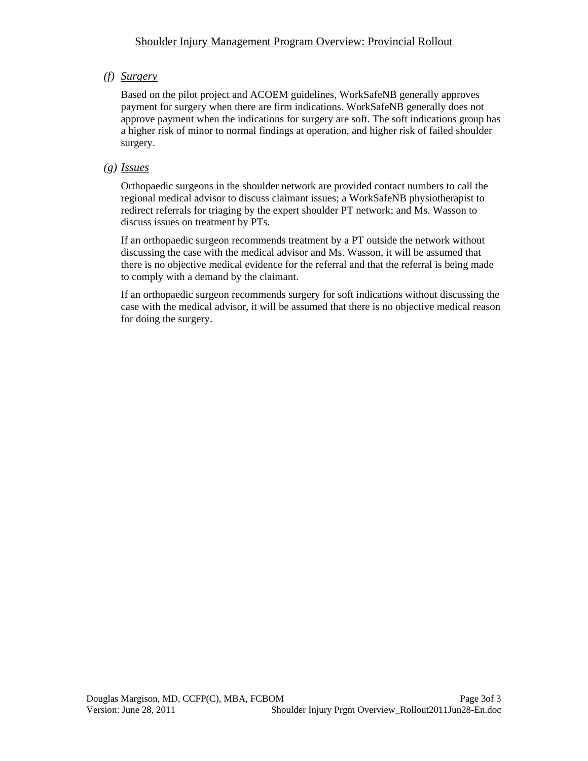### *(f)* *Surgery*

Based on the pilot project and ACOEM guidelines, WorkSafeNB generally approves payment for surgery when there are firm indications. WorkSafeNB generally does not approve payment when the indications for surgery are soft. The soft indications group has a higher risk of minor to normal findings at operation, and higher risk of failed shoulder surgery.

### *(g)* *Issues*

Orthopaedic surgeons in the shoulder network are provided contact numbers to call the regional medical advisor to discuss claimant issues; a WorkSafeNB physiotherapist to redirect referrals for triaging by the expert shoulder PT network; and Ms. Wasson to discuss issues on treatment by PTs.

If an orthopaedic surgeon recommends treatment by a PT outside the network without discussing the case with the medical advisor and Ms. Wasson, it will be assumed that there is no objective medical evidence for the referral and that the referral is being made to comply with a demand by the claimant.

If an orthopaedic surgeon recommends surgery for soft indications without discussing the case with the medical advisor, it will be assumed that there is no objective medical reason for doing the surgery.